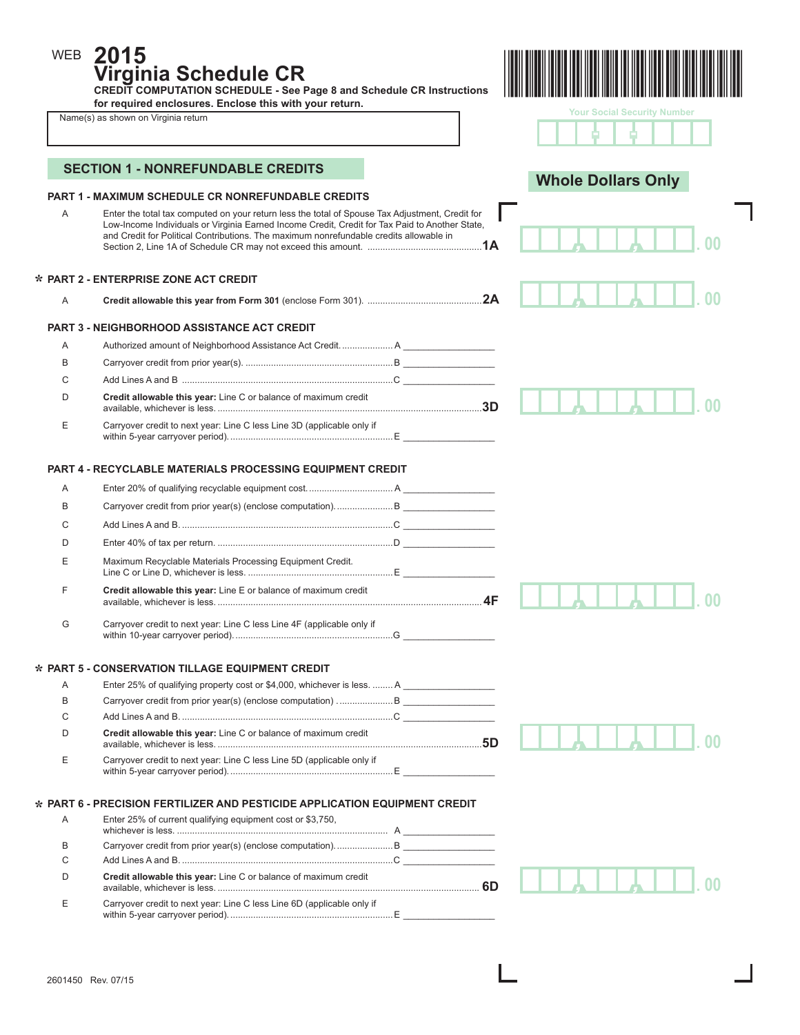WEB **2015**

# Virginia Schedule CR

**CREDIT COMPUTATION SCHEDULE - See Page 8 and Schedule CR Instructions for required enclosures. Enclose this with your return.**

Name(s) as shown on Virginia return

Your Social Security Number

## SECTION 1 - NONREFUNDABLE CREDITS

**Whole Dollars Only**

### PART 1 - MAXIMUM SCHEDULE CR NONREFUNDABLE CREDITS

A — Enter the total tax computed on your return less the total of Spouse Tax Adjustment, Credit for Low-Income Individuals or Virginia Earned Income Credit, Credit for Tax Paid to Another State, and Credit for Political Contributions. The maximum nonrefundable credits allowable in Section 2, Line 1A of Schedule CR may not exceed this amount. .......... **1A** ______ .00

### * PART 2 - ENTERPRISE ZONE ACT CREDIT

A — **Credit allowable this year from Form 301** (enclose Form 301). .......... **2A** ______ .00

### PART 3 - NEIGHBORHOOD ASSISTANCE ACT CREDIT

A — Authorized amount of Neighborhood Assistance Act Credit. .......... A ______

B — Carryover credit from prior year(s). .......... B ______

C — Add Lines A and B .......... C ______

D — **Credit allowable this year:** Line C or balance of maximum credit available, whichever is less. .......... **3D** ______ .00

E — Carryover credit to next year: Line C less Line 3D (applicable only if within 5-year carryover period). .......... E ______

### PART 4 - RECYCLABLE MATERIALS PROCESSING EQUIPMENT CREDIT

A — Enter 20% of qualifying recyclable equipment cost. .......... A ______

B — Carryover credit from prior year(s) (enclose computation). .......... B ______

C — Add Lines A and B. .......... C ______

D — Enter 40% of tax per return. .......... D ______

E — Maximum Recyclable Materials Processing Equipment Credit. Line C or Line D, whichever is less. .......... E ______

F — **Credit allowable this year:** Line E or balance of maximum credit available, whichever is less. .......... **4F** ______ .00

G — Carryover credit to next year: Line C less Line 4F (applicable only if within 10-year carryover period). .......... G ______

### * PART 5 - CONSERVATION TILLAGE EQUIPMENT CREDIT

A — Enter 25% of qualifying property cost or $4,000, whichever is less. .......... A ______

B — Carryover credit from prior year(s) (enclose computation) .......... B ______

C — Add Lines A and B. .......... C ______

D — **Credit allowable this year:** Line C or balance of maximum credit available, whichever is less. .......... **5D** ______ .00

E — Carryover credit to next year: Line C less Line 5D (applicable only if within 5-year carryover period). .......... E ______

### * PART 6 - PRECISION FERTILIZER AND PESTICIDE APPLICATION EQUIPMENT CREDIT

A — Enter 25% of current qualifying equipment cost or $3,750, whichever is less. .......... A ______

B — Carryover credit from prior year(s) (enclose computation). .......... B ______

C — Add Lines A and B. .......... C ______

D — **Credit allowable this year:** Line C or balance of maximum credit available, whichever is less. .......... **6D** ______ .00

E — Carryover credit to next year: Line C less Line 6D (applicable only if within 5-year carryover period). .......... E ______

2601450 Rev. 07/15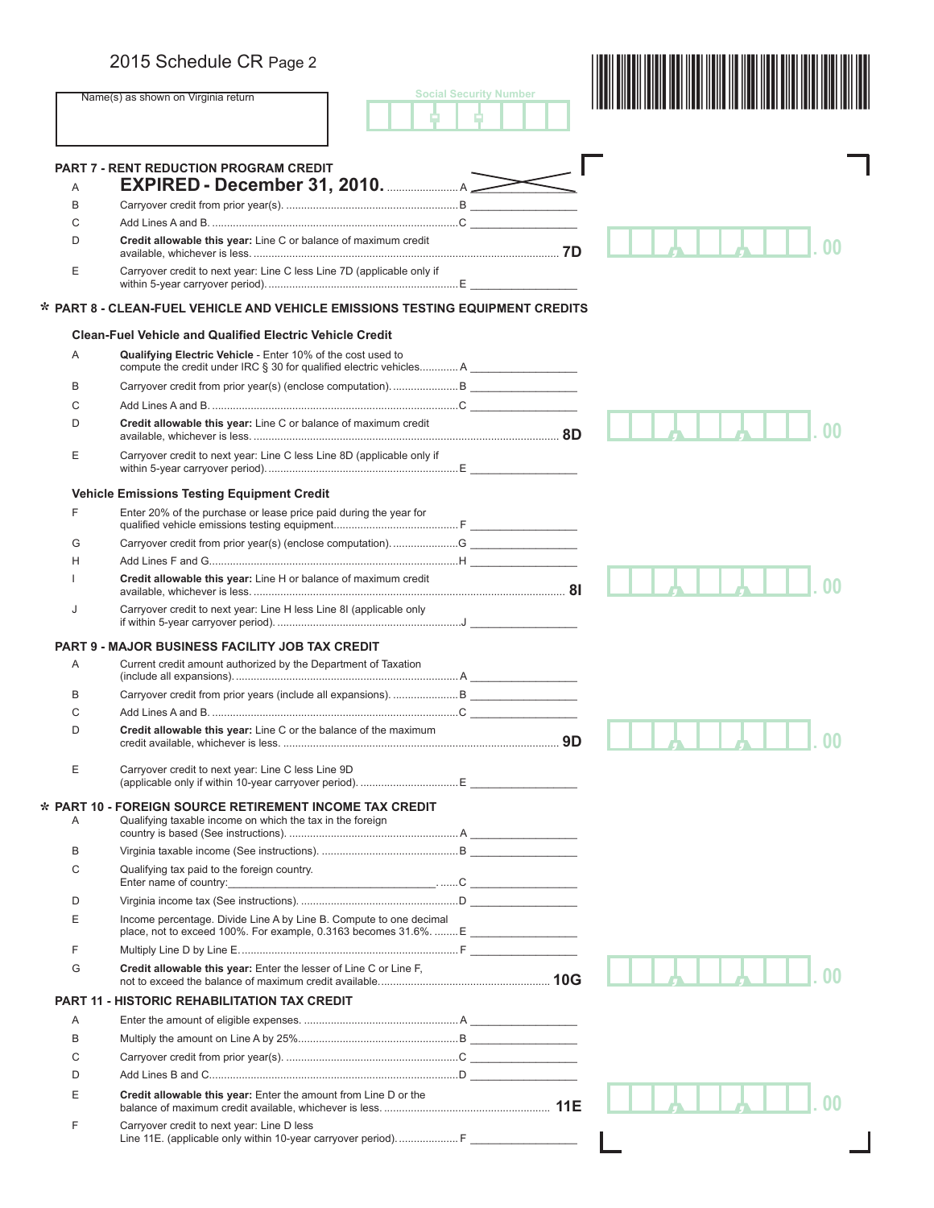2015 Schedule CR Page 2

Name(s) as shown on Virginia return

Social Security Number

## PART 7 - RENT REDUCTION PROGRAM CREDIT

| | | | |
|---|---|---|---|
| A | **EXPIRED - December 31, 2010.** | A | |
| B | Carryover credit from prior year(s). | B | |
| C | Add Lines A and B. | C | |
| D | **Credit allowable this year:** Line C or balance of maximum credit available, whichever is less. | 7D | .00 |
| E | Carryover credit to next year: Line C less Line 7D (applicable only if within 5-year carryover period). | E | |

## * PART 8 - CLEAN-FUEL VEHICLE AND VEHICLE EMISSIONS TESTING EQUIPMENT CREDITS

### Clean-Fuel Vehicle and Qualified Electric Vehicle Credit

| | | | |
|---|---|---|---|
| A | **Qualifying Electric Vehicle** - Enter 10% of the cost used to compute the credit under IRC § 30 for qualified electric vehicles. | A | |
| B | Carryover credit from prior year(s) (enclose computation). | B | |
| C | Add Lines A and B. | C | |
| D | **Credit allowable this year:** Line C or balance of maximum credit available, whichever is less. | 8D | .00 |
| E | Carryover credit to next year: Line C less Line 8D (applicable only if within 5-year carryover period). | E | |

### Vehicle Emissions Testing Equipment Credit

| | | | |
|---|---|---|---|
| F | Enter 20% of the purchase or lease price paid during the year for qualified vehicle emissions testing equipment. | F | |
| G | Carryover credit from prior year(s) (enclose computation). | G | |
| H | Add Lines F and G. | H | |
| I | **Credit allowable this year:** Line H or balance of maximum credit available, whichever is less. | 8I | .00 |
| J | Carryover credit to next year: Line H less Line 8I (applicable only if within 5-year carryover period). | J | |

## PART 9 - MAJOR BUSINESS FACILITY JOB TAX CREDIT

| | | | |
|---|---|---|---|
| A | Current credit amount authorized by the Department of Taxation (include all expansions). | A | |
| B | Carryover credit from prior years (include all expansions). | B | |
| C | Add Lines A and B. | C | |
| D | **Credit allowable this year:** Line C or the balance of the maximum credit available, whichever is less. | 9D | .00 |
| E | Carryover credit to next year: Line C less Line 9D (applicable only if within 10-year carryover period). | E | |

## * PART 10 - FOREIGN SOURCE RETIREMENT INCOME TAX CREDIT

| | | | |
|---|---|---|---|
| A | Qualifying taxable income on which the tax in the foreign country is based (See instructions). | A | |
| B | Virginia taxable income (See instructions). | B | |
| C | Qualifying tax paid to the foreign country. Enter name of country:______________ | C | |
| D | Virginia income tax (See instructions). | D | |
| E | Income percentage. Divide Line A by Line B. Compute to one decimal place, not to exceed 100%. For example, 0.3163 becomes 31.6%. | E | |
| F | Multiply Line D by Line E. | F | |
| G | **Credit allowable this year:** Enter the lesser of Line C or Line F, not to exceed the balance of maximum credit available. | 10G | .00 |

## PART 11 - HISTORIC REHABILITATION TAX CREDIT

| | | | |
|---|---|---|---|
| A | Enter the amount of eligible expenses. | A | |
| B | Multiply the amount on Line A by 25%. | B | |
| C | Carryover credit from prior year(s). | C | |
| D | Add Lines B and C. | D | |
| E | **Credit allowable this year:** Enter the amount from Line D or the balance of maximum credit available, whichever is less. | 11E | .00 |
| F | Carryover credit to next year: Line D less Line 11E. (applicable only within 10-year carryover period). | F | |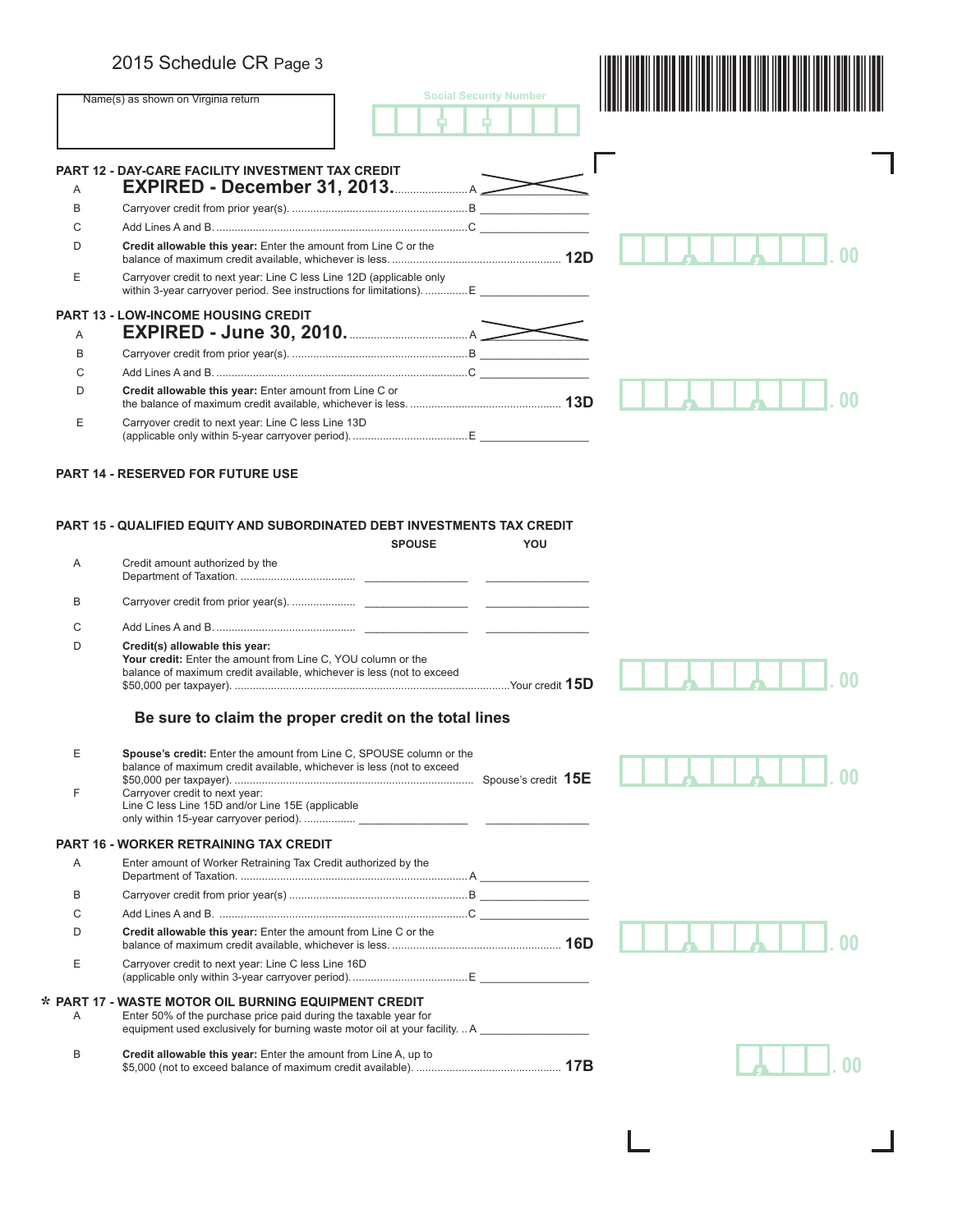# 2015 Schedule CR Page 3

Name(s) as shown on Virginia return

Social Security Number

## PART 12 - DAY-CARE FACILITY INVESTMENT TAX CREDIT

A **EXPIRED - December 31, 2013.** ........................ A

B Carryover credit from prior year(s). .......................................................... B

C Add Lines A and B. .................................................................................... C

D **Credit allowable this year:** Enter the amount from Line C or the balance of maximum credit available, whichever is less. ........................................................ **12D** .00

E Carryover credit to next year: Line C less Line 12D (applicable only within 3-year carryover period). See instructions for limitations). .............. E

## PART 13 - LOW-INCOME HOUSING CREDIT

A **EXPIRED - June 30, 2010.** ........................................ A

B Carryover credit from prior year(s). .......................................................... B

C Add Lines A and B. .................................................................................... C

D **Credit allowable this year:** Enter amount from Line C or the balance of maximum credit available, whichever is less. .................................................. **13D** .00

E Carryover credit to next year: Line C less Line 13D (applicable only within 5-year carryover period). ....................................... E

## PART 14 - RESERVED FOR FUTURE USE

## PART 15 - QUALIFIED EQUITY AND SUBORDINATED DEBT INVESTMENTS TAX CREDIT

| | | SPOUSE | YOU |
|---|---|---|---|
| A | Credit amount authorized by the Department of Taxation. ...................................... | | |
| B | Carryover credit from prior year(s). ..................... | | |
| C | Add Lines A and B. .............................................. | | |

D **Credit(s) allowable this year:**
**Your credit:** Enter the amount from Line C, YOU column or the balance of maximum credit available, whichever is less (not to exceed $50,000 per taxpayer). ........................................................................... Your credit **15D** .00

**Be sure to claim the proper credit on the total lines**

E **Spouse's credit:** Enter the amount from Line C, SPOUSE column or the balance of maximum credit available, whichever is less (not to exceed $50,000 per taxpayer). .............................................................................. Spouse's credit **15E** .00

F Carryover credit to next year:
Line C less Line 15D and/or Line 15E (applicable only within 15-year carryover period). ................

## PART 16 - WORKER RETRAINING TAX CREDIT

A Enter amount of Worker Retraining Tax Credit authorized by the Department of Taxation. ........................................................................... A

B Carryover credit from prior year(s) .......................................................... B

C Add Lines A and B. .................................................................................. C

D **Credit allowable this year:** Enter the amount from Line C or the balance of maximum credit available, whichever is less. ........................................................ **16D** .00

E Carryover credit to next year: Line C less Line 16D (applicable only within 3-year carryover period). ....................................... E

## * PART 17 - WASTE MOTOR OIL BURNING EQUIPMENT CREDIT

A Enter 50% of the purchase price paid during the taxable year for equipment used exclusively for burning waste motor oil at your facility. .. A

B **Credit allowable this year:** Enter the amount from Line A, up to $5,000 (not to exceed balance of maximum credit available). ................................................ **17B** .00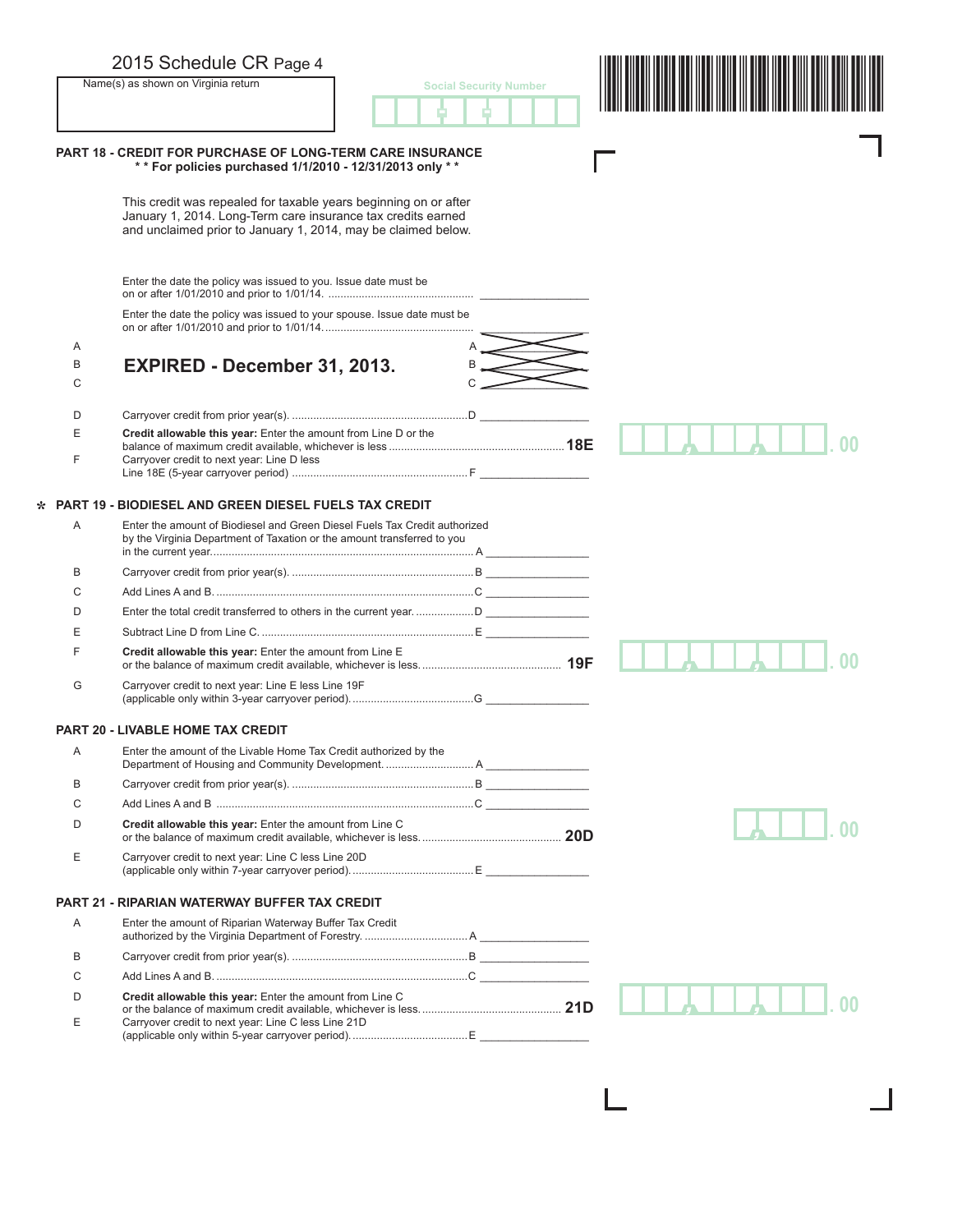2015 Schedule CR Page 4

Name(s) as shown on Virginia return

Social Security Number

## PART 18 - CREDIT FOR PURCHASE OF LONG-TERM CARE INSURANCE

**\* \* For policies purchased 1/1/2010 - 12/31/2013 only \* \***

This credit was repealed for taxable years beginning on or after January 1, 2014. Long-Term care insurance tax credits earned and unclaimed prior to January 1, 2014, may be claimed below.

Enter the date the policy was issued to you. Issue date must be on or after 1/01/2010 and prior to 1/01/14. ................................................ ________________

Enter the date the policy was issued to your spouse. Issue date must be on or after 1/01/2010 and prior to 1/01/14. ................................................ ________________

A

B **EXPIRED - December 31, 2013.**

C

D Carryover credit from prior year(s). .........................................................D ________________

E **Credit allowable this year:** Enter the amount from Line D or the balance of maximum credit available, whichever is less .........................................................**18E** ________ .00

F Carryover credit to next year: Line D less Line 18E (5-year carryover period) .........................................................F ________________

## \* PART 19 - BIODIESEL AND GREEN DIESEL FUELS TAX CREDIT

A Enter the amount of Biodiesel and Green Diesel Fuels Tax Credit authorized by the Virginia Department of Taxation or the amount transferred to you in the current year......................................................................A ________________

B Carryover credit from prior year(s). ..........................................................B ________________

C Add Lines A and B. ....................................................................................C ________________

D Enter the total credit transferred to others in the current year. ..................D ________________

E Subtract Line D from Line C. .....................................................................E ________________

F **Credit allowable this year:** Enter the amount from Line E or the balance of maximum credit available, whichever is less. ............................................. **19F** ________ .00

G Carryover credit to next year: Line E less Line 19F (applicable only within 3-year carryover period). ........................................G ________________

## PART 20 - LIVABLE HOME TAX CREDIT

A Enter the amount of the Livable Home Tax Credit authorized by the Department of Housing and Community Development. ............................A ________________

B Carryover credit from prior year(s). ..........................................................B ________________

C Add Lines A and B ....................................................................................C ________________

D **Credit allowable this year:** Enter the amount from Line C or the balance of maximum credit available, whichever is less. ............................................. **20D** ________ .00

E Carryover credit to next year: Line C less Line 20D (applicable only within 7-year carryover period). ........................................E ________________

## PART 21 - RIPARIAN WATERWAY BUFFER TAX CREDIT

A Enter the amount of Riparian Waterway Buffer Tax Credit authorized by the Virginia Department of Forestry. .................................A ________________

B Carryover credit from prior year(s). .........................................................B ________________

C Add Lines A and B. ..................................................................................C ________________

D **Credit allowable this year:** Enter the amount from Line C or the balance of maximum credit available, whichever is less. ............................................. **21D** ________ .00

E Carryover credit to next year: Line C less Line 21D (applicable only within 5-year carryover period). ......................................E ________________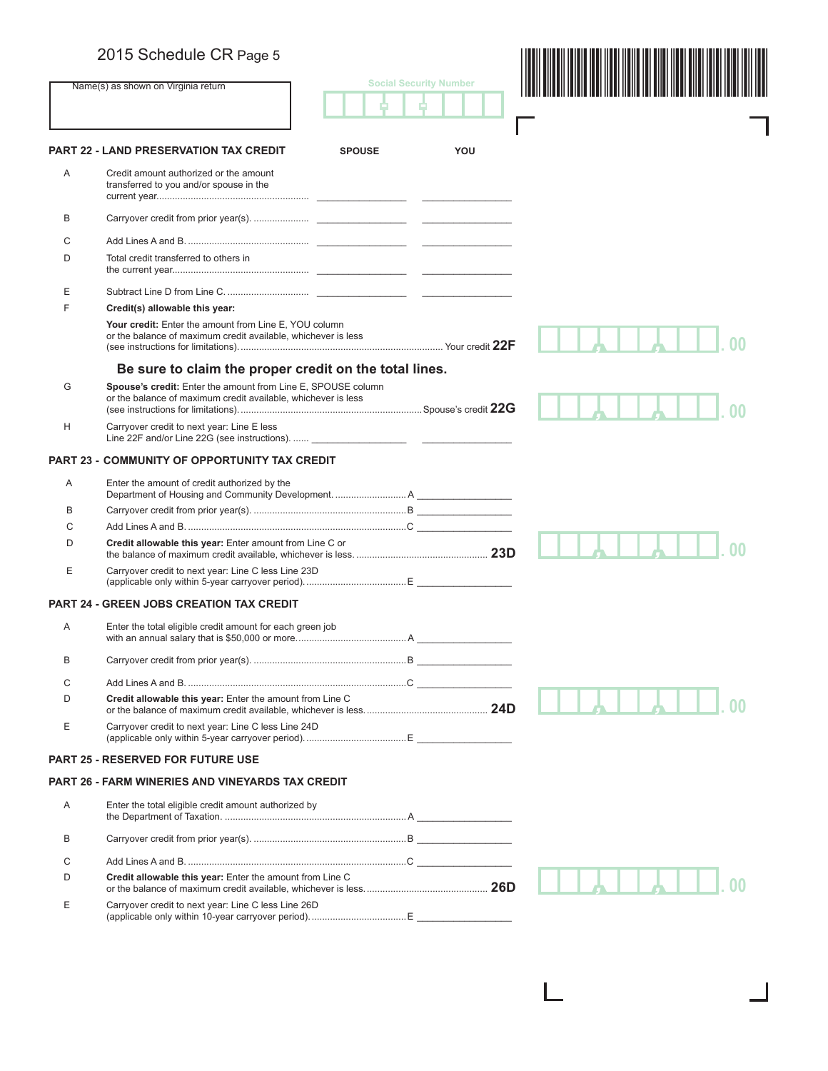# 2015 Schedule CR Page 5

Name(s) as shown on Virginia return

Social Security Number

## PART 22 - LAND PRESERVATION TAX CREDIT

| | | SPOUSE | YOU |
|---|---|---|---|
| A | Credit amount authorized or the amount transferred to you and/or spouse in the current year | | |
| B | Carryover credit from prior year(s). | | |
| C | Add Lines A and B. | | |
| D | Total credit transferred to others in the current year | | |
| E | Subtract Line D from Line C. | | |

F **Credit(s) allowable this year:**

**Your credit:** Enter the amount from Line E, YOU column or the balance of maximum credit available, whichever is less (see instructions for limitations). Your credit **22F** .00

**Be sure to claim the proper credit on the total lines.**

G **Spouse's credit:** Enter the amount from Line E, SPOUSE column or the balance of maximum credit available, whichever is less (see instructions for limitations). Spouse's credit **22G** .00

H Carryover credit to next year: Line E less Line 22F and/or Line 22G (see instructions). ______ ______

## PART 23 - COMMUNITY OF OPPORTUNITY TAX CREDIT

A Enter the amount of credit authorized by the Department of Housing and Community Development. A ______

B Carryover credit from prior year(s). B ______

C Add Lines A and B. C ______

D **Credit allowable this year:** Enter amount from Line C or the balance of maximum credit available, whichever is less. **23D** .00

E Carryover credit to next year: Line C less Line 23D (applicable only within 5-year carryover period). E ______

## PART 24 - GREEN JOBS CREATION TAX CREDIT

A Enter the total eligible credit amount for each green job with an annual salary that is $50,000 or more. A ______

B Carryover credit from prior year(s). B ______

C Add Lines A and B. C ______

D **Credit allowable this year:** Enter the amount from Line C or the balance of maximum credit available, whichever is less. **24D** .00

E Carryover credit to next year: Line C less Line 24D (applicable only within 5-year carryover period). E ______

## PART 25 - RESERVED FOR FUTURE USE

## PART 26 - FARM WINERIES AND VINEYARDS TAX CREDIT

A Enter the total eligible credit amount authorized by the Department of Taxation. A ______

B Carryover credit from prior year(s). B ______

C Add Lines A and B. C ______

D **Credit allowable this year:** Enter the amount from Line C or the balance of maximum credit available, whichever is less. **26D** .00

E Carryover credit to next year: Line C less Line 26D (applicable only within 10-year carryover period). E ______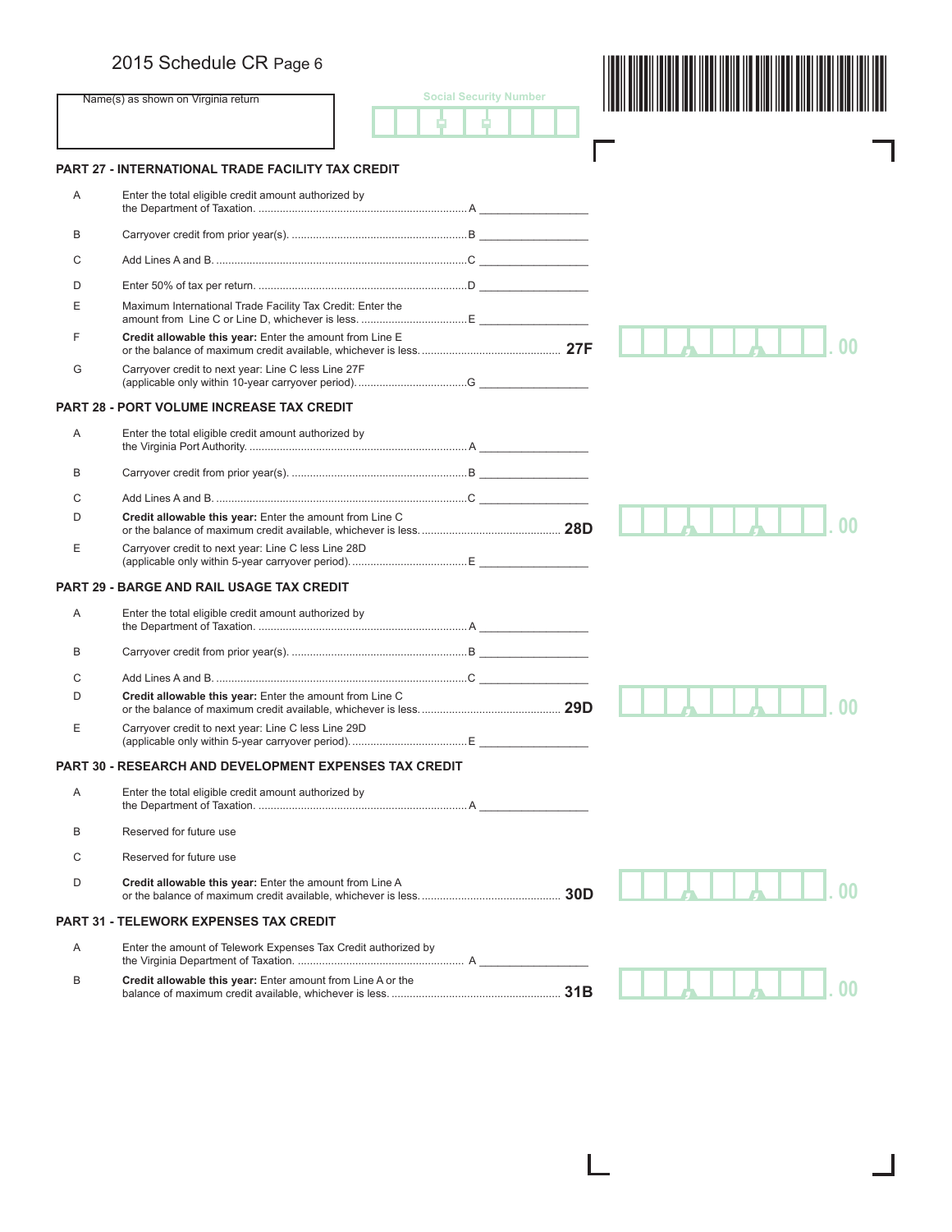2015 Schedule CR Page 6

Name(s) as shown on Virginia return

Social Security Number

## PART 27 - INTERNATIONAL TRADE FACILITY TAX CREDIT

| | | | |
|---|---|---|---|
| A | Enter the total eligible credit amount authorized by the Department of Taxation. | A | |
| B | Carryover credit from prior year(s). | B | |
| C | Add Lines A and B. | C | |
| D | Enter 50% of tax per return. | D | |
| E | Maximum International Trade Facility Tax Credit: Enter the amount from Line C or Line D, whichever is less. | E | |
| F | **Credit allowable this year:** Enter the amount from Line E or the balance of maximum credit available, whichever is less. | **27F** | .00 |
| G | Carryover credit to next year: Line C less Line 27F (applicable only within 10-year carryover period). | G | |

## PART 28 - PORT VOLUME INCREASE TAX CREDIT

| | | | |
|---|---|---|---|
| A | Enter the total eligible credit amount authorized by the Virginia Port Authority. | A | |
| B | Carryover credit from prior year(s). | B | |
| C | Add Lines A and B. | C | |
| D | **Credit allowable this year:** Enter the amount from Line C or the balance of maximum credit available, whichever is less. | **28D** | .00 |
| E | Carryover credit to next year: Line C less Line 28D (applicable only within 5-year carryover period). | E | |

## PART 29 - BARGE AND RAIL USAGE TAX CREDIT

| | | | |
|---|---|---|---|
| A | Enter the total eligible credit amount authorized by the Department of Taxation. | A | |
| B | Carryover credit from prior year(s). | B | |
| C | Add Lines A and B. | C | |
| D | **Credit allowable this year:** Enter the amount from Line C or the balance of maximum credit available, whichever is less. | **29D** | .00 |
| E | Carryover credit to next year: Line C less Line 29D (applicable only within 5-year carryover period). | E | |

## PART 30 - RESEARCH AND DEVELOPMENT EXPENSES TAX CREDIT

| | | | |
|---|---|---|---|
| A | Enter the total eligible credit amount authorized by the Department of Taxation. | A | |
| B | Reserved for future use | | |
| C | Reserved for future use | | |
| D | **Credit allowable this year:** Enter the amount from Line A or the balance of maximum credit available, whichever is less. | **30D** | .00 |

## PART 31 - TELEWORK EXPENSES TAX CREDIT

| | | | |
|---|---|---|---|
| A | Enter the amount of Telework Expenses Tax Credit authorized by the Virginia Department of Taxation. | A | |
| B | **Credit allowable this year:** Enter amount from Line A or the balance of maximum credit available, whichever is less. | **31B** | .00 |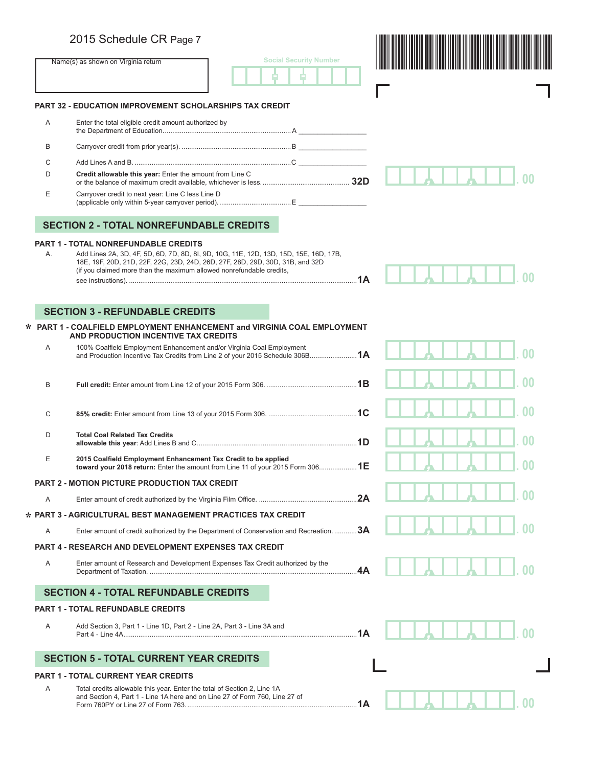2015 Schedule CR Page 7

Name(s) as shown on Virginia return | Social Security Number

## PART 32 - EDUCATION IMPROVEMENT SCHOLARSHIPS TAX CREDIT

A Enter the total eligible credit amount authorized by the Department of Education....................................................................A _________________

B Carryover credit from prior year(s). ..........................................................B _________________

C Add Lines A and B. ...................................................................................C _________________

D **Credit allowable this year:** Enter the amount from Line C or the balance of maximum credit available, whichever is less. ............................................... **32D** .00

E Carryover credit to next year: Line C less Line D (applicable only within 5-year carryover period). .......................................E _________________

## SECTION 2 - TOTAL NONREFUNDABLE CREDITS

### PART 1 - TOTAL NONREFUNDABLE CREDITS

A. Add Lines 2A, 3D, 4F, 5D, 6D, 7D, 8D, 8I, 9D, 10G, 11E, 12D, 13D, 15D, 15E, 16D, 17B, 18E, 19F, 20D, 21D, 22F, 22G, 23D, 24D, 26D, 27F, 28D, 29D, 30D, 31B, and 32D (if you claimed more than the maximum allowed nonrefundable credits, see instructions). ........................................................................................................**1A** .00

## SECTION 3 - REFUNDABLE CREDITS

### * PART 1 - COALFIELD EMPLOYMENT ENHANCEMENT and VIRGINIA COAL EMPLOYMENT AND PRODUCTION INCENTIVE TAX CREDITS

A 100% Coalfield Employment Enhancement and/or Virginia Coal Employment and Production Incentive Tax Credits from Line 2 of your 2015 Schedule 306B.........................**1A** .00

B **Full credit:** Enter amount from Line 12 of your 2015 Form 306. ...............................................**1B** .00

C **85% credit:** Enter amount from Line 13 of your 2015 Form 306. ..............................................**1C** .00

D **Total Coal Related Tax Credits allowable this year**: Add Lines B and C....................................................................................**1D** .00

E **2015 Coalfield Employment Enhancement Tax Credit to be applied toward your 2018 return:** Enter the amount from Line 11 of your 2015 Form 306...................**1E** .00

### PART 2 - MOTION PICTURE PRODUCTION TAX CREDIT

A Enter amount of credit authorized by the Virginia Film Office. ...................................................**2A** .00

### * PART 3 - AGRICULTURAL BEST MANAGEMENT PRACTICES TAX CREDIT

A Enter amount of credit authorized by the Department of Conservation and Recreation. ............**3A** .00

### PART 4 - RESEARCH AND DEVELOPMENT EXPENSES TAX CREDIT

A Enter amount of Research and Development Expenses Tax Credit authorized by the Department of Taxation. .............................................................................................................**4A** .00

## SECTION 4 - TOTAL REFUNDABLE CREDITS

### PART 1 - TOTAL REFUNDABLE CREDITS

A Add Section 3, Part 1 - Line 1D, Part 2 - Line 2A, Part 3 - Line 3A and Part 4 - Line 4A..........................................................................................................................**1A** .00

## SECTION 5 - TOTAL CURRENT YEAR CREDITS

### PART 1 - TOTAL CURRENT YEAR CREDITS

A Total credits allowable this year. Enter the total of Section 2, Line 1A and Section 4, Part 1 - Line 1A here and on Line 27 of Form 760, Line 27 of Form 760PY or Line 27 of Form 763. .........................................................................................**1A** .00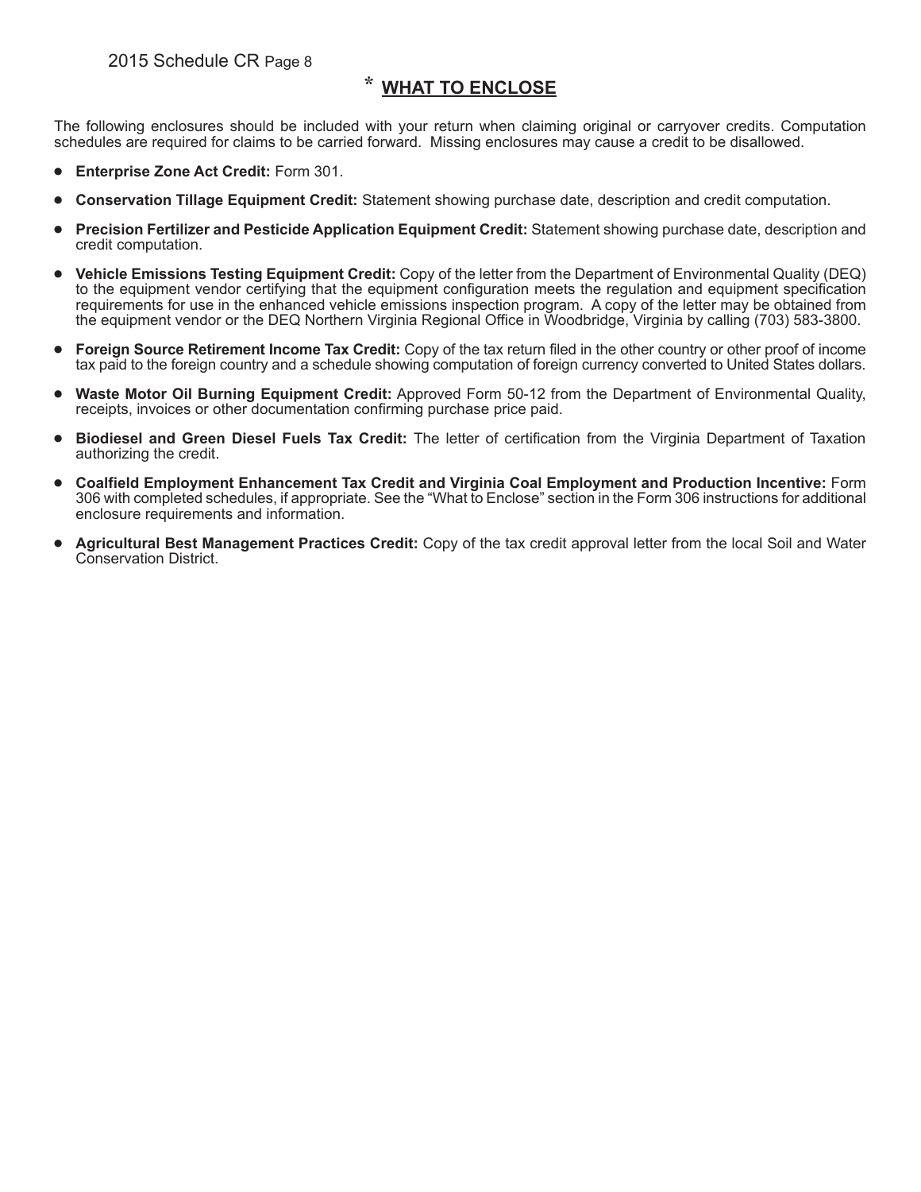## * WHAT TO ENCLOSE

The following enclosures should be included with your return when claiming original or carryover credits. Computation schedules are required for claims to be carried forward. Missing enclosures may cause a credit to be disallowed.

- **Enterprise Zone Act Credit:** Form 301.
- **Conservation Tillage Equipment Credit:** Statement showing purchase date, description and credit computation.
- **Precision Fertilizer and Pesticide Application Equipment Credit:** Statement showing purchase date, description and credit computation.
- **Vehicle Emissions Testing Equipment Credit:** Copy of the letter from the Department of Environmental Quality (DEQ) to the equipment vendor certifying that the equipment configuration meets the regulation and equipment specification requirements for use in the enhanced vehicle emissions inspection program. A copy of the letter may be obtained from the equipment vendor or the DEQ Northern Virginia Regional Office in Woodbridge, Virginia by calling (703) 583-3800.
- **Foreign Source Retirement Income Tax Credit:** Copy of the tax return filed in the other country or other proof of income tax paid to the foreign country and a schedule showing computation of foreign currency converted to United States dollars.
- **Waste Motor Oil Burning Equipment Credit:** Approved Form 50-12 from the Department of Environmental Quality, receipts, invoices or other documentation confirming purchase price paid.
- **Biodiesel and Green Diesel Fuels Tax Credit:** The letter of certification from the Virginia Department of Taxation authorizing the credit.
- **Coalfield Employment Enhancement Tax Credit and Virginia Coal Employment and Production Incentive:** Form 306 with completed schedules, if appropriate. See the "What to Enclose" section in the Form 306 instructions for additional enclosure requirements and information.
- **Agricultural Best Management Practices Credit:** Copy of the tax credit approval letter from the local Soil and Water Conservation District.